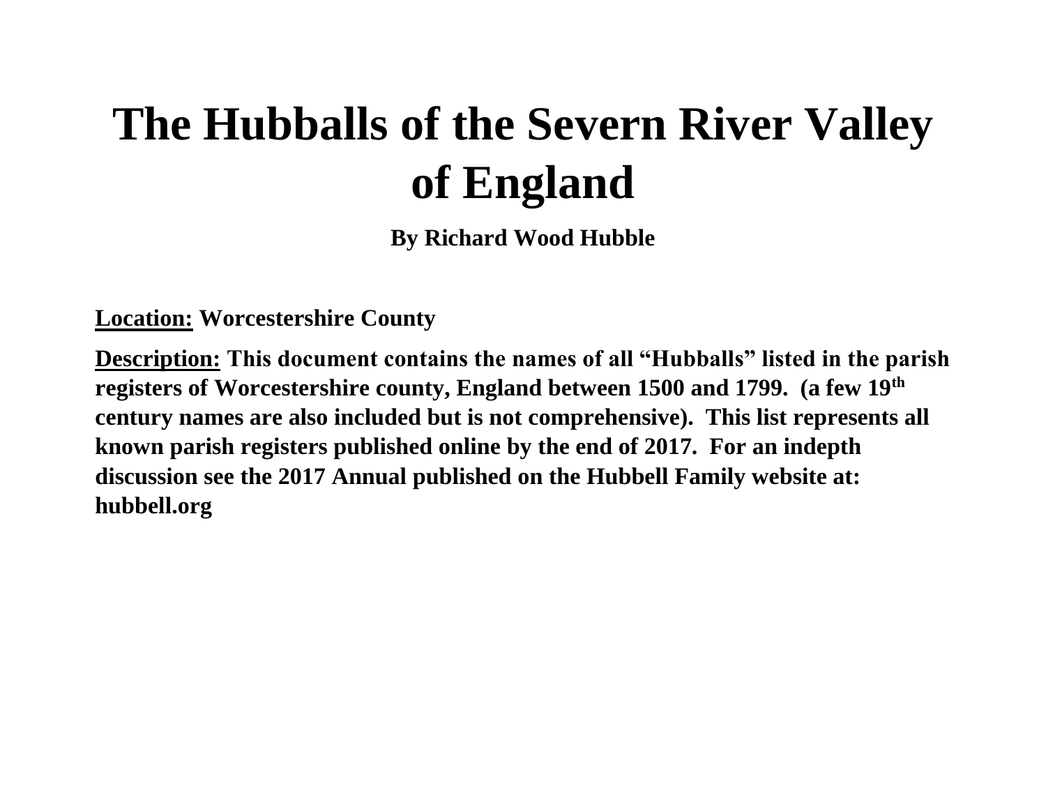# The Hubballs of the Severn River Valley of England

**By Richard Wood Hubble**

**Location:** **Worcestershire County**

**Description:** **This document contains the names of all "Hubballs" listed in the parish registers of Worcestershire county, England between 1500 and 1799. (a few 19th century names are also included but is not comprehensive). This list represents all known parish registers published online by the end of 2017. For an indepth discussion see the 2017 Annual published on the Hubbell Family website at: hubbell.org**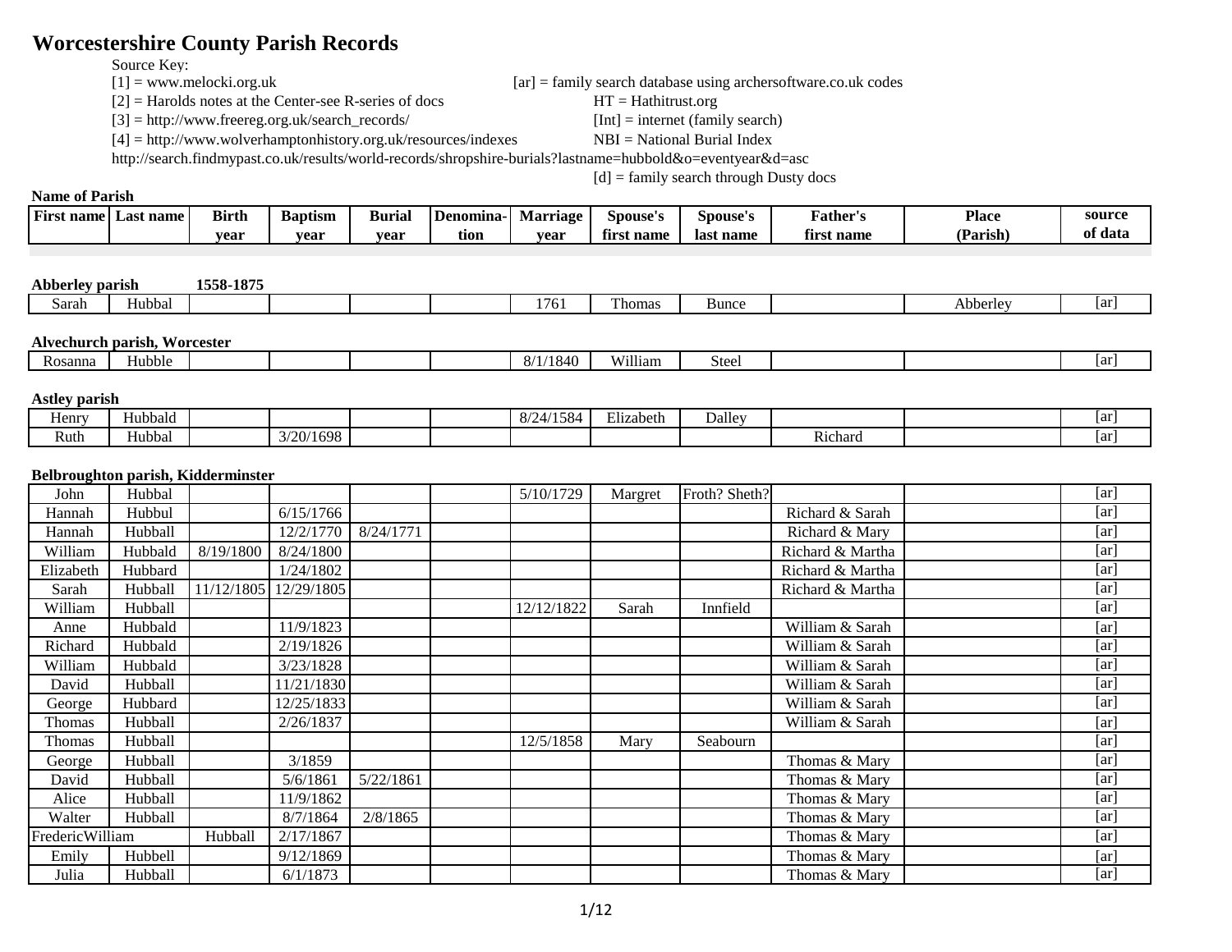# Worcestershire County Parish Records

Source Key:
[1] = www.melocki.org.uk
[2] = Harolds notes at the Center-see R-series of docs
[3] = http://www.freereg.org.uk/search_records/
[4] = http://www.wolverhamptonhistory.org.uk/resources/indexes
http://search.findmypast.co.uk/results/world-records/shropshire-burials?lastname=hubbold&o=eventyear&d=asc

[ar] = family search database using archersoftware.co.uk codes
HT = Hathitrust.org
[Int] = internet (family search)
NBI = National Burial Index
[d] = family search through Dusty docs

**Name of Parish**

| First name | Last name | Birth year | Baptism year | Burial year | Denomina-tion | Marriage year | Spouse's first name | Spouse's last name | Father's first name | Place (Parish) | source of data |
|---|---|---|---|---|---|---|---|---|---|---|---|
| **Abberley parish** | | **1558-1875** | | | | | | | | | |
| Sarah | Hubbal | | | | | 1761 | Thomas | Bunce | | Abberley | [ar] |
| **Alvechurch parish, Worcester** | | | | | | | | | | | |
| Rosanna | Hubble | | | | | 8/1/1840 | William | Steel | | | [ar] |
| **Astley parish** | | | | | | | | | | | |
| Henry | Hubbald | | | | | 8/24/1584 | Elizabeth | Dalley | | | [ar] |
| Ruth | Hubbal | | 3/20/1698 | | | | | | Richard | | [ar] |
| **Belbroughton parish, Kidderminster** | | | | | | | | | | | |
| John | Hubbal | | | | | 5/10/1729 | Margret | Froth? Sheth? | | | [ar] |
| Hannah | Hubbul | | 6/15/1766 | | | | | | Richard & Sarah | | [ar] |
| Hannah | Hubball | | 12/2/1770 | 8/24/1771 | | | | | Richard & Mary | | [ar] |
| William | Hubbald | 8/19/1800 | 8/24/1800 | | | | | | Richard & Martha | | [ar] |
| Elizabeth | Hubbard | | 1/24/1802 | | | | | | Richard & Martha | | [ar] |
| Sarah | Hubball | 11/12/1805 | 12/29/1805 | | | | | | Richard & Martha | | [ar] |
| William | Hubball | | | | | 12/12/1822 | Sarah | Innfield | | | [ar] |
| Anne | Hubbald | | 11/9/1823 | | | | | | William & Sarah | | [ar] |
| Richard | Hubbald | | 2/19/1826 | | | | | | William & Sarah | | [ar] |
| William | Hubbald | | 3/23/1828 | | | | | | William & Sarah | | [ar] |
| David | Hubball | | 11/21/1830 | | | | | | William & Sarah | | [ar] |
| George | Hubbard | | 12/25/1833 | | | | | | William & Sarah | | [ar] |
| Thomas | Hubball | | 2/26/1837 | | | | | | William & Sarah | | [ar] |
| Thomas | Hubball | | | | | 12/5/1858 | Mary | Seabourn | | | [ar] |
| George | Hubball | | 3/1859 | | | | | | Thomas & Mary | | [ar] |
| David | Hubball | | 5/6/1861 | 5/22/1861 | | | | | Thomas & Mary | | [ar] |
| Alice | Hubball | | 11/9/1862 | | | | | | Thomas & Mary | | [ar] |
| Walter | Hubball | | 8/7/1864 | 2/8/1865 | | | | | Thomas & Mary | | [ar] |
| FredericWilliam | | Hubball | 2/17/1867 | | | | | | Thomas & Mary | | [ar] |
| Emily | Hubbell | | 9/12/1869 | | | | | | Thomas & Mary | | [ar] |
| Julia | Hubball | | 6/1/1873 | | | | | | Thomas & Mary | | [ar] |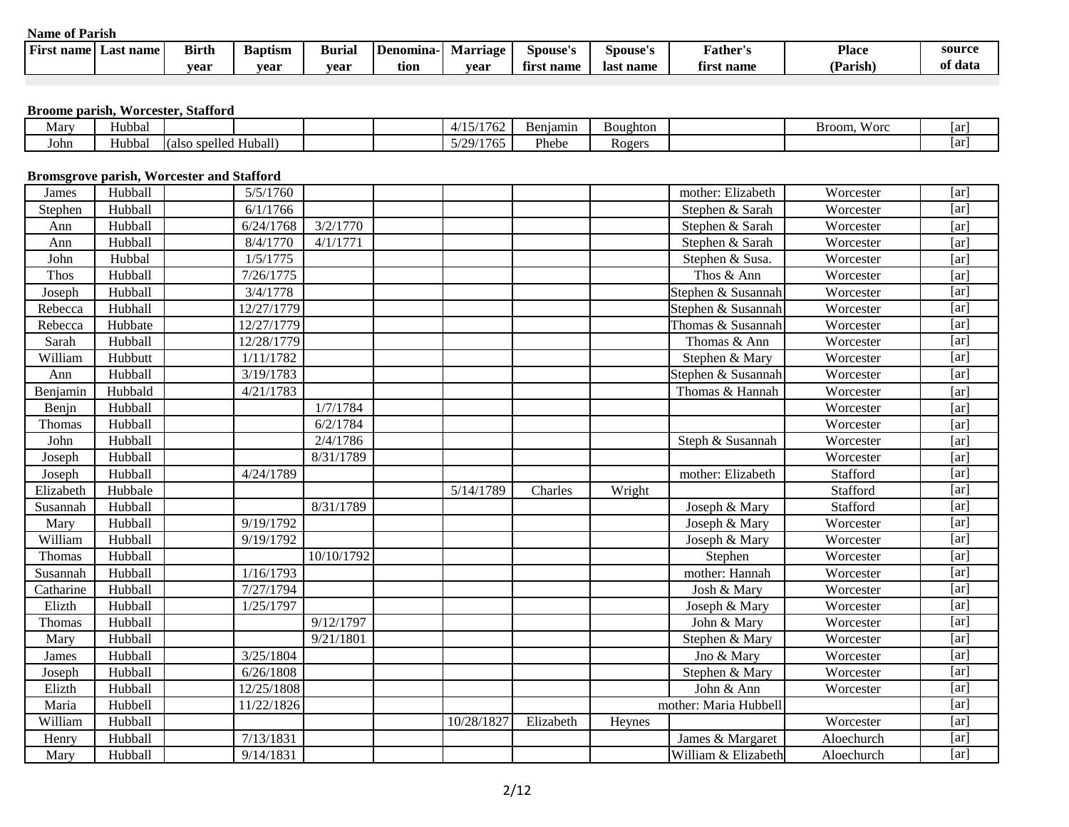**Name of Parish**

| First name | Last name | Birth year | Baptism year | Burial year | Denomination | Marriage year | Spouse's first name | Spouse's last name | Father's first name | Place (Parish) | source of data |
|---|---|---|---|---|---|---|---|---|---|---|---|

**Broome parish, Worcester, Stafford**

| First name | Last name | Birth year | Baptism year | Burial year | Denomination | Marriage year | Spouse's first name | Spouse's last name | Father's first name | Place (Parish) | source of data |
|---|---|---|---|---|---|---|---|---|---|---|---|
| Mary | Hubbal | | | | | 4/15/1762 | Benjamin | Boughton | | Broom, Worc | [ar] |
| John | Hubbal | (also spelled Huball) | | | | 5/29/1765 | Phebe | Rogers | | | [ar] |

**Bromsgrove parish, Worcester and Stafford**

| First name | Last name | Birth year | Baptism year | Burial year | Denomination | Marriage year | Spouse's first name | Spouse's last name | Father's first name | Place (Parish) | source of data |
|---|---|---|---|---|---|---|---|---|---|---|---|
| James | Hubball | | 5/5/1760 | | | | | | mother: Elizabeth | Worcester | [ar] |
| Stephen | Hubball | | 6/1/1766 | | | | | | Stephen & Sarah | Worcester | [ar] |
| Ann | Hubball | | 6/24/1768 | 3/2/1770 | | | | | Stephen & Sarah | Worcester | [ar] |
| Ann | Hubball | | 8/4/1770 | 4/1/1771 | | | | | Stephen & Sarah | Worcester | [ar] |
| John | Hubbal | | 1/5/1775 | | | | | | Stephen & Susa. | Worcester | [ar] |
| Thos | Hubball | | 7/26/1775 | | | | | | Thos & Ann | Worcester | [ar] |
| Joseph | Hubball | | 3/4/1778 | | | | | | Stephen & Susannah | Worcester | [ar] |
| Rebecca | Hubhall | | 12/27/1779 | | | | | | Stephen & Susannah | Worcester | [ar] |
| Rebecca | Hubbate | | 12/27/1779 | | | | | | Thomas & Susannah | Worcester | [ar] |
| Sarah | Hubball | | 12/28/1779 | | | | | | Thomas & Ann | Worcester | [ar] |
| William | Hubbutt | | 1/11/1782 | | | | | | Stephen & Mary | Worcester | [ar] |
| Ann | Hubball | | 3/19/1783 | | | | | | Stephen & Susannah | Worcester | [ar] |
| Benjamin | Hubbald | | 4/21/1783 | | | | | | Thomas & Hannah | Worcester | [ar] |
| Benjn | Hubball | | | 1/7/1784 | | | | | | Worcester | [ar] |
| Thomas | Hubball | | | 6/2/1784 | | | | | | Worcester | [ar] |
| John | Hubball | | | 2/4/1786 | | | | | Steph & Susannah | Worcester | [ar] |
| Joseph | Hubball | | | 8/31/1789 | | | | | | Worcester | [ar] |
| Joseph | Hubball | | 4/24/1789 | | | | | | mother: Elizabeth | Stafford | [ar] |
| Elizabeth | Hubbale | | | | | 5/14/1789 | Charles | Wright | | Stafford | [ar] |
| Susannah | Hubball | | | 8/31/1789 | | | | | Joseph & Mary | Stafford | [ar] |
| Mary | Hubball | | 9/19/1792 | | | | | | Joseph & Mary | Worcester | [ar] |
| William | Hubball | | 9/19/1792 | | | | | | Joseph & Mary | Worcester | [ar] |
| Thomas | Hubball | | | 10/10/1792 | | | | | Stephen | Worcester | [ar] |
| Susannah | Hubball | | 1/16/1793 | | | | | | mother: Hannah | Worcester | [ar] |
| Catharine | Hubball | | 7/27/1794 | | | | | | Josh & Mary | Worcester | [ar] |
| Elizth | Hubball | | 1/25/1797 | | | | | | Joseph & Mary | Worcester | [ar] |
| Thomas | Hubball | | | 9/12/1797 | | | | | John & Mary | Worcester | [ar] |
| Mary | Hubball | | | 9/21/1801 | | | | | Stephen & Mary | Worcester | [ar] |
| James | Hubball | | 3/25/1804 | | | | | | Jno & Mary | Worcester | [ar] |
| Joseph | Hubball | | 6/26/1808 | | | | | | Stephen & Mary | Worcester | [ar] |
| Elizth | Hubball | | 12/25/1808 | | | | | | John & Ann | Worcester | [ar] |
| Maria | Hubbell | | 11/22/1826 | | | | | | mother: Maria Hubbell | | [ar] |
| William | Hubball | | | | | 10/28/1827 | Elizabeth | Heynes | | Worcester | [ar] |
| Henry | Hubball | | 7/13/1831 | | | | | | James & Margaret | Aloechurch | [ar] |
| Mary | Hubball | | 9/14/1831 | | | | | | William & Elizabeth | Aloechurch | [ar] |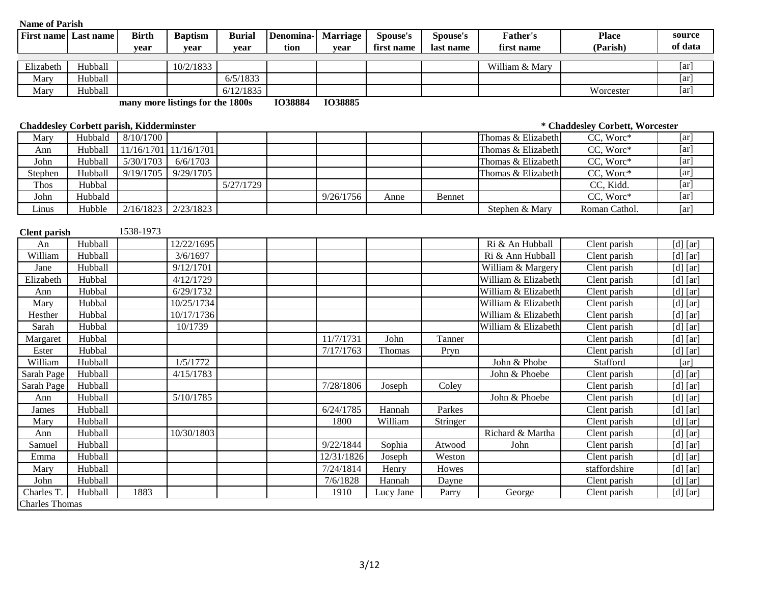**Name of Parish**

| First name | Last name | Birth year | Baptism year | Burial year | Denomina-tion | Marriage year | Spouse's first name | Spouse's last name | Father's first name | Place (Parish) | source of data |
|---|---|---|---|---|---|---|---|---|---|---|---|
| Elizabeth | Hubball | | 10/2/1833 | | | | | | William & Mary | | [ar] |
| Mary | Hubball | | | 6/5/1833 | | | | | | | [ar] |
| Mary | Hubball | | | 6/12/1835 | | | | | | Worcester | [ar] |

**many more listings for the 1800s** **IO38884** **IO38885**

**Chaddesley Corbett parish, Kidderminster** **\* Chaddesley Corbett, Worcester**

| First name | Last name | Birth year | Baptism year | Burial year | Denomina-tion | Marriage year | Spouse's first name | Spouse's last name | Father's first name | Place (Parish) | source of data |
|---|---|---|---|---|---|---|---|---|---|---|---|
| Mary | Hubbald | 8/10/1700 | | | | | | | Thomas & Elizabeth | CC, Worc* | [ar] |
| Ann | Hubball | 11/16/1701 | 11/16/1701 | | | | | | Thomas & Elizabeth | CC, Worc* | [ar] |
| John | Hubball | 5/30/1703 | 6/6/1703 | | | | | | Thomas & Elizabeth | CC, Worc* | [ar] |
| Stephen | Hubball | 9/19/1705 | 9/29/1705 | | | | | | Thomas & Elizabeth | CC, Worc* | [ar] |
| Thos | Hubbal | | | 5/27/1729 | | | | | | CC, Kidd. | [ar] |
| John | Hubbald | | | | | 9/26/1756 | Anne | Bennet | | CC, Worc* | [ar] |
| Linus | Hubble | 2/16/1823 | 2/23/1823 | | | | | | Stephen & Mary | Roman Cathol. | [ar] |

**Clent parish** 1538-1973

| First name | Last name | Birth year | Baptism year | Burial year | Denomina-tion | Marriage year | Spouse's first name | Spouse's last name | Father's first name | Place (Parish) | source of data |
|---|---|---|---|---|---|---|---|---|---|---|---|
| An | Hubball | | 12/22/1695 | | | | | | Ri & An Hubball | Clent parish | [d] [ar] |
| William | Hubball | | 3/6/1697 | | | | | | Ri & Ann Hubball | Clent parish | [d] [ar] |
| Jane | Hubball | | 9/12/1701 | | | | | | William & Margery | Clent parish | [d] [ar] |
| Elizabeth | Hubbal | | 4/12/1729 | | | | | | William & Elizabeth | Clent parish | [d] [ar] |
| Ann | Hubbal | | 6/29/1732 | | | | | | William & Elizabeth | Clent parish | [d] [ar] |
| Mary | Hubbal | | 10/25/1734 | | | | | | William & Elizabeth | Clent parish | [d] [ar] |
| Hesther | Hubbal | | 10/17/1736 | | | | | | William & Elizabeth | Clent parish | [d] [ar] |
| Sarah | Hubbal | | 10/1739 | | | | | | William & Elizabeth | Clent parish | [d] [ar] |
| Margaret | Hubbal | | | | | 11/7/1731 | John | Tanner | | Clent parish | [d] [ar] |
| Ester | Hubbal | | | | | 7/17/1763 | Thomas | Pryn | | Clent parish | [d] [ar] |
| William | Hubball | | 1/5/1772 | | | | | | John & Phobe | Stafford | [ar] |
| Sarah Page | Hubball | | 4/15/1783 | | | | | | John & Phoebe | Clent parish | [d] [ar] |
| Sarah Page | Hubball | | | | | 7/28/1806 | Joseph | Coley | | Clent parish | [d] [ar] |
| Ann | Hubball | | 5/10/1785 | | | | | | John & Phoebe | Clent parish | [d] [ar] |
| James | Hubball | | | | | 6/24/1785 | Hannah | Parkes | | Clent parish | [d] [ar] |
| Mary | Hubball | | | | | 1800 | William | Stringer | | Clent parish | [d] [ar] |
| Ann | Hubball | | 10/30/1803 | | | | | | Richard & Martha | Clent parish | [d] [ar] |
| Samuel | Hubball | | | | | 9/22/1844 | Sophia | Atwood | John | Clent parish | [d] [ar] |
| Emma | Hubball | | | | | 12/31/1826 | Joseph | Weston | | Clent parish | [d] [ar] |
| Mary | Hubball | | | | | 7/24/1814 | Henry | Howes | | staffordshire | [d] [ar] |
| John | Hubball | | | | | 7/6/1828 | Hannah | Dayne | | Clent parish | [d] [ar] |
| Charles T. | Hubball | 1883 | | | | 1910 | Lucy Jane | Parry | George | Clent parish | [d] [ar] |
| Charles Thomas | | | | | | | | | | | |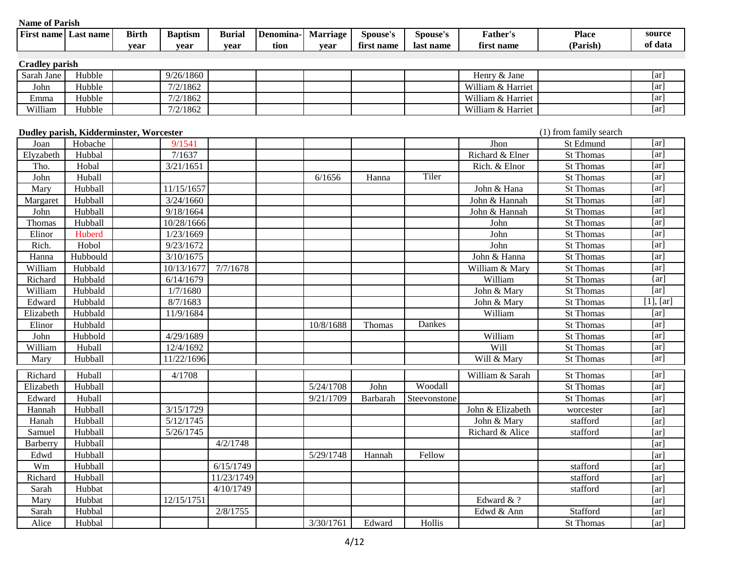**Name of Parish**

| First name | Last name | Birth year | Baptism year | Burial year | Denomina-tion | Marriage year | Spouse's first name | Spouse's last name | Father's first name | Place (Parish) | source of data |
|---|---|---|---|---|---|---|---|---|---|---|---|
| **Cradley parish** | | | | | | | | | | | |
| Sarah Jane | Hubble | | 9/26/1860 | | | | | | Henry & Jane | | [ar] |
| John | Hubble | | 7/2/1862 | | | | | | William & Harriet | | [ar] |
| Emma | Hubble | | 7/2/1862 | | | | | | William & Harriet | | [ar] |
| William | Hubble | | 7/2/1862 | | | | | | William & Harriet | | [ar] |
| **Dudley parish, Kidderminster, Worcester** | | | | | | | | | | (1) from family search | |
| Joan | Hobache | | 9/1541 | | | | | | Jhon | St Edmund | [ar] |
| Elyzabeth | Hubbal | | 7/1637 | | | | | | Richard & Elner | St Thomas | [ar] |
| Tho. | Hobal | | 3/21/1651 | | | | | | Rich. & Elnor | St Thomas | [ar] |
| John | Huball | | | | | 6/1656 | Hanna | Tiler | | St Thomas | [ar] |
| Mary | Hubball | | 11/15/1657 | | | | | | John & Hana | St Thomas | [ar] |
| Margaret | Hubball | | 3/24/1660 | | | | | | John & Hannah | St Thomas | [ar] |
| John | Hubball | | 9/18/1664 | | | | | | John & Hannah | St Thomas | [ar] |
| Thomas | Hubball | | 10/28/1666 | | | | | | John | St Thomas | [ar] |
| Elinor | Huberd | | 1/23/1669 | | | | | | John | St Thomas | [ar] |
| Rich. | Hobol | | 9/23/1672 | | | | | | John | St Thomas | [ar] |
| Hanna | Hubbould | | 3/10/1675 | | | | | | John & Hanna | St Thomas | [ar] |
| William | Hubbald | | 10/13/1677 | 7/7/1678 | | | | | William & Mary | St Thomas | [ar] |
| Richard | Hubbald | | 6/14/1679 | | | | | | William | St Thomas | {ar] |
| William | Hubbald | | 1/7/1680 | | | | | | John & Mary | St Thomas | [ar] |
| Edward | Hubbald | | 8/7/1683 | | | | | | John & Mary | St Thomas | [1], [ar] |
| Elizabeth | Hubbald | | 11/9/1684 | | | | | | William | St Thomas | [ar] |
| Elinor | Hubbald | | | | | 10/8/1688 | Thomas | Dankes | | St Thomas | [ar] |
| John | Hubbold | | 4/29/1689 | | | | | | William | St Thomas | [ar] |
| William | Huball | | 12/4/1692 | | | | | | Will | St Thomas | [ar] |
| Mary | Hubball | | 11/22/1696 | | | | | | Will & Mary | St Thomas | [ar] |
| Richard | Huball | | 4/1708 | | | | | | William & Sarah | St Thomas | [ar] |
| Elizabeth | Hubball | | | | | 5/24/1708 | John | Woodall | | St Thomas | [ar] |
| Edward | Huball | | | | | 9/21/1709 | Barbarah | Steevonstone | | St Thomas | [ar] |
| Hannah | Hubball | | 3/15/1729 | | | | | | John & Elizabeth | worcester | [ar] |
| Hanah | Hubball | | 5/12/1745 | | | | | | John & Mary | stafford | [ar] |
| Samuel | Hubball | | 5/26/1745 | | | | | | Richard & Alice | stafford | [ar] |
| Barberry | Hubball | | | 4/2/1748 | | | | | | | [ar] |
| Edwd | Hubball | | | | | 5/29/1748 | Hannah | Fellow | | | [ar] |
| Wm | Hubball | | | 6/15/1749 | | | | | | stafford | [ar] |
| Richard | Hubball | | | 11/23/1749 | | | | | | stafford | [ar] |
| Sarah | Hubbat | | | 4/10/1749 | | | | | | stafford | [ar] |
| Mary | Hubbat | | 12/15/1751 | | | | | | Edward & ? | | [ar] |
| Sarah | Hubbal | | | 2/8/1755 | | | | | Edwd & Ann | Stafford | [ar] |
| Alice | Hubbal | | | | | 3/30/1761 | Edward | Hollis | | St Thomas | [ar] |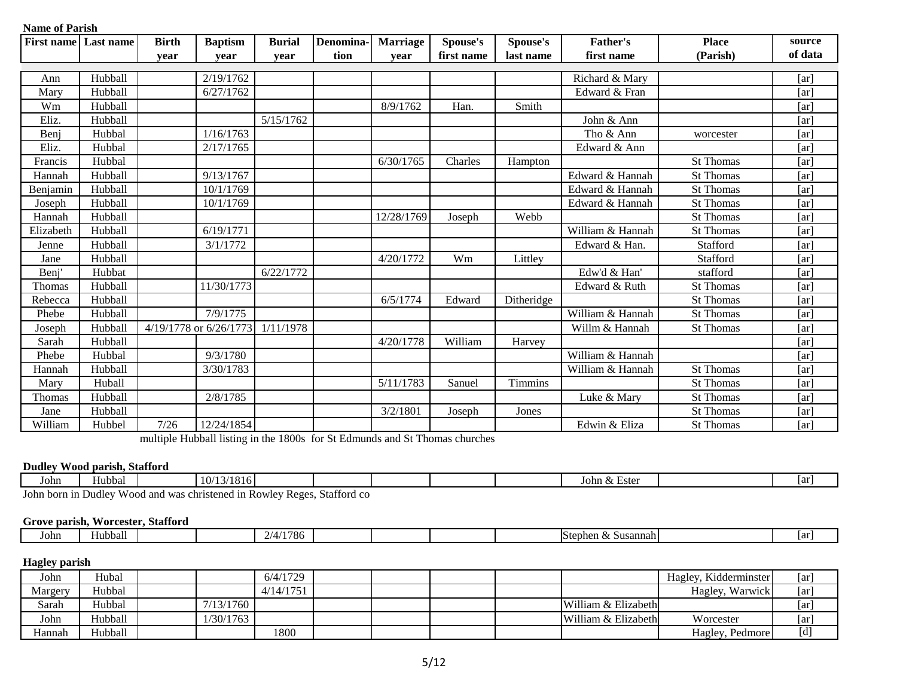**Name of Parish**

| First name | Last name | Birth year | Baptism year | Burial year | Denomina-tion | Marriage year | Spouse's first name | Spouse's last name | Father's first name | Place (Parish) | source of data |
|---|---|---|---|---|---|---|---|---|---|---|---|
| Ann | Hubball | | 2/19/1762 | | | | | | Richard & Mary | | [ar] |
| Mary | Hubball | | 6/27/1762 | | | | | | Edward & Fran | | [ar] |
| Wm | Hubball | | | | | 8/9/1762 | Han. | Smith | | | [ar] |
| Eliz. | Hubball | | | 5/15/1762 | | | | | John & Ann | | [ar] |
| Benj | Hubbal | | 1/16/1763 | | | | | | Tho & Ann | worcester | [ar] |
| Eliz. | Hubbal | | 2/17/1765 | | | | | | Edward & Ann | | [ar] |
| Francis | Hubbal | | | | | 6/30/1765 | Charles | Hampton | | St Thomas | [ar] |
| Hannah | Hubball | | 9/13/1767 | | | | | | Edward & Hannah | St Thomas | [ar] |
| Benjamin | Hubball | | 10/1/1769 | | | | | | Edward & Hannah | St Thomas | [ar] |
| Joseph | Hubball | | 10/1/1769 | | | | | | Edward & Hannah | St Thomas | [ar] |
| Hannah | Hubball | | | | | 12/28/1769 | Joseph | Webb | | St Thomas | [ar] |
| Elizabeth | Hubball | | 6/19/1771 | | | | | | William & Hannah | St Thomas | [ar] |
| Jenne | Hubball | | 3/1/1772 | | | | | | Edward & Han. | Stafford | [ar] |
| Jane | Hubball | | | | | 4/20/1772 | Wm | Littley | | Stafford | [ar] |
| Benj' | Hubbat | | | 6/22/1772 | | | | | Edw'd & Han' | stafford | [ar] |
| Thomas | Hubball | | 11/30/1773 | | | | | | Edward & Ruth | St Thomas | [ar] |
| Rebecca | Hubball | | | | | 6/5/1774 | Edward | Ditheridge | | St Thomas | [ar] |
| Phebe | Hubball | | 7/9/1775 | | | | | | William & Hannah | St Thomas | [ar] |
| Joseph | Hubball | 4/19/1778 or | 6/26/1773 | 1/11/1978 | | | | | Willm & Hannah | St Thomas | [ar] |
| Sarah | Hubball | | | | | 4/20/1778 | William | Harvey | | | [ar] |
| Phebe | Hubbal | | 9/3/1780 | | | | | | William & Hannah | | [ar] |
| Hannah | Hubball | | 3/30/1783 | | | | | | William & Hannah | St Thomas | [ar] |
| Mary | Huball | | | | | 5/11/1783 | Sanuel | Timmins | | St Thomas | [ar] |
| Thomas | Hubball | | 2/8/1785 | | | | | | Luke & Mary | St Thomas | [ar] |
| Jane | Hubball | | | | | 3/2/1801 | Joseph | Jones | | St Thomas | [ar] |
| William | Hubbel | 7/26 | 12/24/1854 | | | | | | Edwin & Eliza | St Thomas | [ar] |

multiple Hubball listing in the 1800s for St Edmunds and St Thomas churches

**Dudley Wood parish, Stafford**

| First name | Last name | Birth year | Baptism year | Burial year | Denomina-tion | Marriage year | Spouse's first name | Spouse's last name | Father's first name | Place (Parish) | source of data |
|---|---|---|---|---|---|---|---|---|---|---|---|
| John | Hubbal | | 10/13/1816 | | | | | | John & Ester | | [ar] |

John born in Dudley Wood and was christened in Rowley Reges, Stafford co

**Grove parish, Worcester, Stafford**

| First name | Last name | Birth year | Baptism year | Burial year | Denomina-tion | Marriage year | Spouse's first name | Spouse's last name | Father's first name | Place (Parish) | source of data |
|---|---|---|---|---|---|---|---|---|---|---|---|
| John | Hubball | | | 2/4/1786 | | | | | Stephen & Susannah | | [ar] |

**Hagley parish**

| First name | Last name | Birth year | Baptism year | Burial year | Denomina-tion | Marriage year | Spouse's first name | Spouse's last name | Father's first name | Place (Parish) | source of data |
|---|---|---|---|---|---|---|---|---|---|---|---|
| John | Hubal | | | 6/4/1729 | | | | | | Hagley, Kidderminster | [ar] |
| Margery | Hubbal | | | 4/14/1751 | | | | | | Hagley, Warwick | [ar] |
| Sarah | Hubbal | | 7/13/1760 | | | | | | William & Elizabeth | | [ar] |
| John | Hubball | | 1/30/1763 | | | | | | William & Elizabeth | Worcester | [ar] |
| Hannah | Hubball | | | 1800 | | | | | | Hagley, Pedmore | [d] |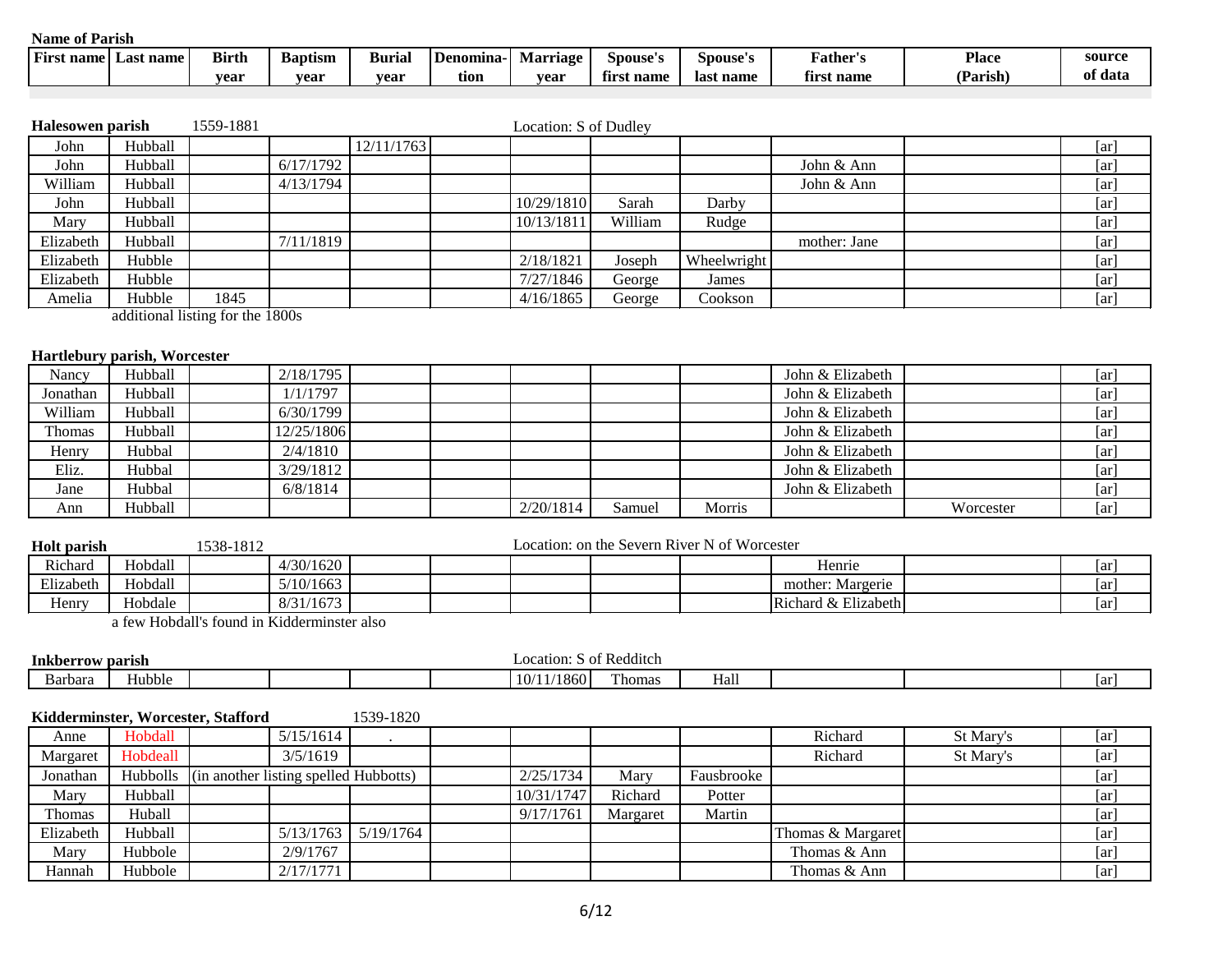**Name of Parish**

| First name | Last name | Birth year | Baptism year | Burial year | Denomination | Marriage year | Spouse's first name | Spouse's last name | Father's first name | Place (Parish) | source of data |
|---|---|---|---|---|---|---|---|---|---|---|---|

**Halesowen parish** 1559-1881 — Location: S of Dudley

| First name | Last name | Birth year | Baptism year | Burial year | Denomination | Marriage year | Spouse's first name | Spouse's last name | Father's first name | Place (Parish) | source of data |
|---|---|---|---|---|---|---|---|---|---|---|---|
| John | Hubball | | | 12/11/1763 | | | | | | | [ar] |
| John | Hubball | | 6/17/1792 | | | | | | John & Ann | | [ar] |
| William | Hubball | | 4/13/1794 | | | | | | John & Ann | | [ar] |
| John | Hubball | | | | | 10/29/1810 | Sarah | Darby | | | [ar] |
| Mary | Hubball | | | | | 10/13/1811 | William | Rudge | | | [ar] |
| Elizabeth | Hubball | | 7/11/1819 | | | | | | mother: Jane | | [ar] |
| Elizabeth | Hubble | | | | | 2/18/1821 | Joseph | Wheelwright | | | [ar] |
| Elizabeth | Hubble | | | | | 7/27/1846 | George | James | | | [ar] |
| Amelia | Hubble | 1845 | | | | 4/16/1865 | George | Cookson | | | [ar] |

additional listing for the 1800s

**Hartlebury parish, Worcester**

| First name | Last name | Birth year | Baptism year | Burial year | Denomination | Marriage year | Spouse's first name | Spouse's last name | Father's first name | Place (Parish) | source of data |
|---|---|---|---|---|---|---|---|---|---|---|---|
| Nancy | Hubball | | 2/18/1795 | | | | | | John & Elizabeth | | [ar] |
| Jonathan | Hubball | | 1/1/1797 | | | | | | John & Elizabeth | | [ar] |
| William | Hubball | | 6/30/1799 | | | | | | John & Elizabeth | | [ar] |
| Thomas | Hubball | | 12/25/1806 | | | | | | John & Elizabeth | | [ar] |
| Henry | Hubbal | | 2/4/1810 | | | | | | John & Elizabeth | | [ar] |
| Eliz. | Hubbal | | 3/29/1812 | | | | | | John & Elizabeth | | [ar] |
| Jane | Hubbal | | 6/8/1814 | | | | | | John & Elizabeth | | [ar] |
| Ann | Hubball | | | | | 2/20/1814 | Samuel | Morris | | Worcester | [ar] |

**Holt parish** 1538-1812 — Location: on the Severn River N of Worcester

| First name | Last name | Birth year | Baptism year | Burial year | Denomination | Marriage year | Spouse's first name | Spouse's last name | Father's first name | Place (Parish) | source of data |
|---|---|---|---|---|---|---|---|---|---|---|---|
| Richard | Hobdall | | 4/30/1620 | | | | | | Henrie | | [ar] |
| Elizabeth | Hobdall | | 5/10/1663 | | | | | | mother: Margerie | | [ar] |
| Henry | Hobdale | | 8/31/1673 | | | | | | Richard & Elizabeth | | [ar] |

a few Hobdall's found in Kidderminster also

**Inkberrow parish** — Location: S of Redditch

| First name | Last name | Birth year | Baptism year | Burial year | Denomination | Marriage year | Spouse's first name | Spouse's last name | Father's first name | Place (Parish) | source of data |
|---|---|---|---|---|---|---|---|---|---|---|---|
| Barbara | Hubble | | | | | 10/11/1860 | Thomas | Hall | | | [ar] |

**Kidderminster, Worcester, Stafford** 1539-1820

| First name | Last name | Birth year | Baptism year | Burial year | Denomination | Marriage year | Spouse's first name | Spouse's last name | Father's first name | Place (Parish) | source of data |
|---|---|---|---|---|---|---|---|---|---|---|---|
| Anne | Hobdall | | 5/15/1614 | . | | | | | Richard | St Mary's | [ar] |
| Margaret | Hobdeall | | 3/5/1619 | | | | | | Richard | St Mary's | [ar] |
| Jonathan | Hubbolls | (in another listing spelled Hubbotts) | | | | 2/25/1734 | Mary | Fausbrooke | | | [ar] |
| Mary | Hubball | | | | | 10/31/1747 | Richard | Potter | | | [ar] |
| Thomas | Huball | | | | | 9/17/1761 | Margaret | Martin | | | [ar] |
| Elizabeth | Hubball | | 5/13/1763 | 5/19/1764 | | | | | Thomas & Margaret | | [ar] |
| Mary | Hubbole | | 2/9/1767 | | | | | | Thomas & Ann | | [ar] |
| Hannah | Hubbole | | 2/17/1771 | | | | | | Thomas & Ann | | [ar] |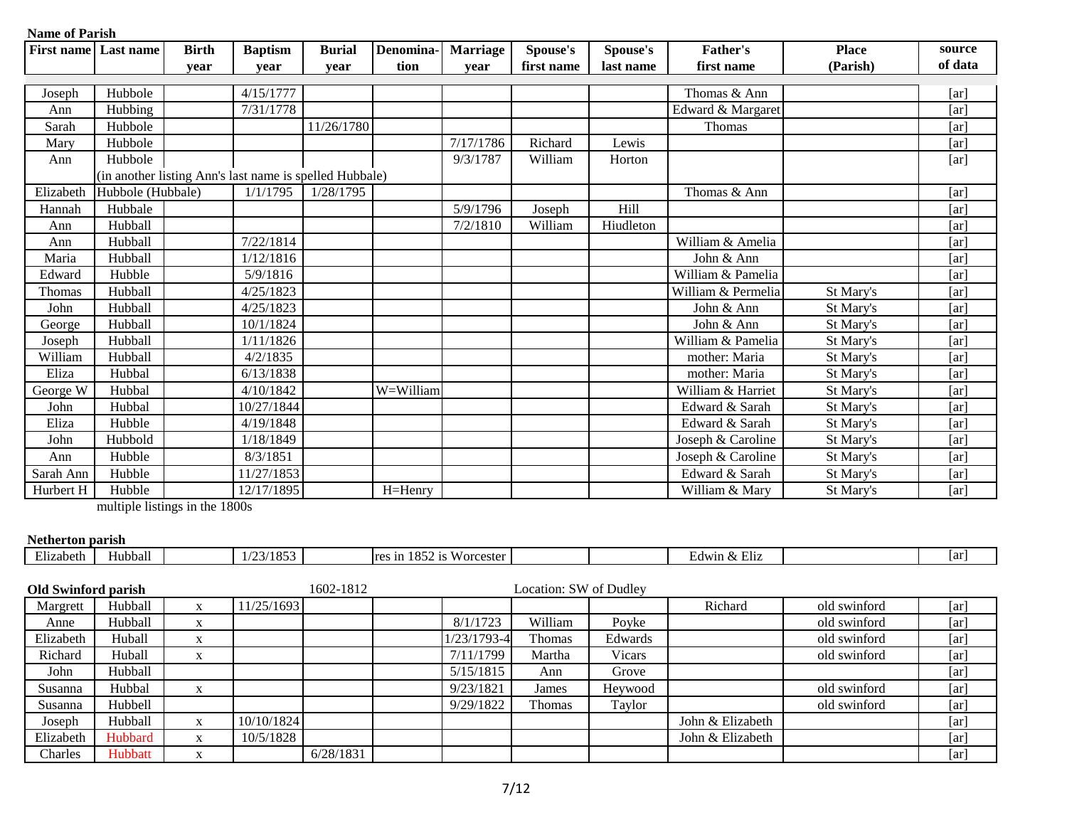**Name of Parish**

| First name | Last name | Birth year | Baptism year | Burial year | Denomina-tion | Marriage year | Spouse's first name | Spouse's last name | Father's first name | Place (Parish) | source of data |
|---|---|---|---|---|---|---|---|---|---|---|---|
| Joseph | Hubbole | | 4/15/1777 | | | | | | Thomas & Ann | | [ar] |
| Ann | Hubbing | | 7/31/1778 | | | | | | Edward & Margaret | | [ar] |
| Sarah | Hubbole | | | 11/26/1780 | | | | | Thomas | | [ar] |
| Mary | Hubbole | | | | | 7/17/1786 | Richard | Lewis | | | [ar] |
| Ann | Hubbole | | | | | 9/3/1787 | William | Horton | | | [ar] |
| | (in another listing Ann's last name is spelled Hubbale) | | | | | | | | | | |
| Elizabeth | Hubbole (Hubbale) | | 1/1/1795 | 1/28/1795 | | | | | Thomas & Ann | | [ar] |
| Hannah | Hubbale | | | | | 5/9/1796 | Joseph | Hill | | | [ar] |
| Ann | Hubball | | | | | 7/2/1810 | William | Hiudleton | | | [ar] |
| Ann | Hubball | | 7/22/1814 | | | | | | William & Amelia | | [ar] |
| Maria | Hubball | | 1/12/1816 | | | | | | John & Ann | | [ar] |
| Edward | Hubble | | 5/9/1816 | | | | | | William & Pamelia | | [ar] |
| Thomas | Hubball | | 4/25/1823 | | | | | | William & Permelia | St Mary's | [ar] |
| John | Hubball | | 4/25/1823 | | | | | | John & Ann | St Mary's | [ar] |
| George | Hubball | | 10/1/1824 | | | | | | John & Ann | St Mary's | [ar] |
| Joseph | Hubball | | 1/11/1826 | | | | | | William & Pamelia | St Mary's | [ar] |
| William | Hubball | | 4/2/1835 | | | | | | mother: Maria | St Mary's | [ar] |
| Eliza | Hubbal | | 6/13/1838 | | | | | | mother: Maria | St Mary's | [ar] |
| George W | Hubbal | | 4/10/1842 | | W=William | | | | William & Harriet | St Mary's | [ar] |
| John | Hubbal | | 10/27/1844 | | | | | | Edward & Sarah | St Mary's | [ar] |
| Eliza | Hubble | | 4/19/1848 | | | | | | Edward & Sarah | St Mary's | [ar] |
| John | Hubbold | | 1/18/1849 | | | | | | Joseph & Caroline | St Mary's | [ar] |
| Ann | Hubble | | 8/3/1851 | | | | | | Joseph & Caroline | St Mary's | [ar] |
| Sarah Ann | Hubble | | 11/27/1853 | | | | | | Edward & Sarah | St Mary's | [ar] |
| Hurbert H | Hubble | | 12/17/1895 | | H=Henry | | | | William & Mary | St Mary's | [ar] |

multiple listings in the 1800s

**Netherton parish**

| First name | Last name | Birth year | Baptism year | Burial year | Denomina-tion | Marriage year | Spouse's first name | Spouse's last name | Father's first name | Place (Parish) | source of data |
|---|---|---|---|---|---|---|---|---|---|---|---|
| Elizabeth | Hubball | | 1/23/1853 | | res in 1852 is Worcester | | | | Edwin & Eliz | | [ar] |

**Old Swinford parish** 1602-1812 Location: SW of Dudley

| First name | Last name | Birth year | Baptism year | Burial year | Denomina-tion | Marriage year | Spouse's first name | Spouse's last name | Father's first name | Place (Parish) | source of data |
|---|---|---|---|---|---|---|---|---|---|---|---|
| Margrett | Hubball | x | 11/25/1693 | | | | | | Richard | old swinford | [ar] |
| Anne | Hubball | x | | | | 8/1/1723 | William | Poyke | | old swinford | [ar] |
| Elizabeth | Huball | x | | | | 1/23/1793-4 | Thomas | Edwards | | old swinford | [ar] |
| Richard | Huball | x | | | | 7/11/1799 | Martha | Vicars | | old swinford | [ar] |
| John | Hubball | | | | | 5/15/1815 | Ann | Grove | | | [ar] |
| Susanna | Hubbal | x | | | | 9/23/1821 | James | Heywood | | old swinford | [ar] |
| Susanna | Hubbell | | | | | 9/29/1822 | Thomas | Taylor | | old swinford | [ar] |
| Joseph | Hubball | x | 10/10/1824 | | | | | | John & Elizabeth | | [ar] |
| Elizabeth | Hubbard | x | 10/5/1828 | | | | | | John & Elizabeth | | [ar] |
| Charles | Hubbatt | x | | 6/28/1831 | | | | | | | [ar] |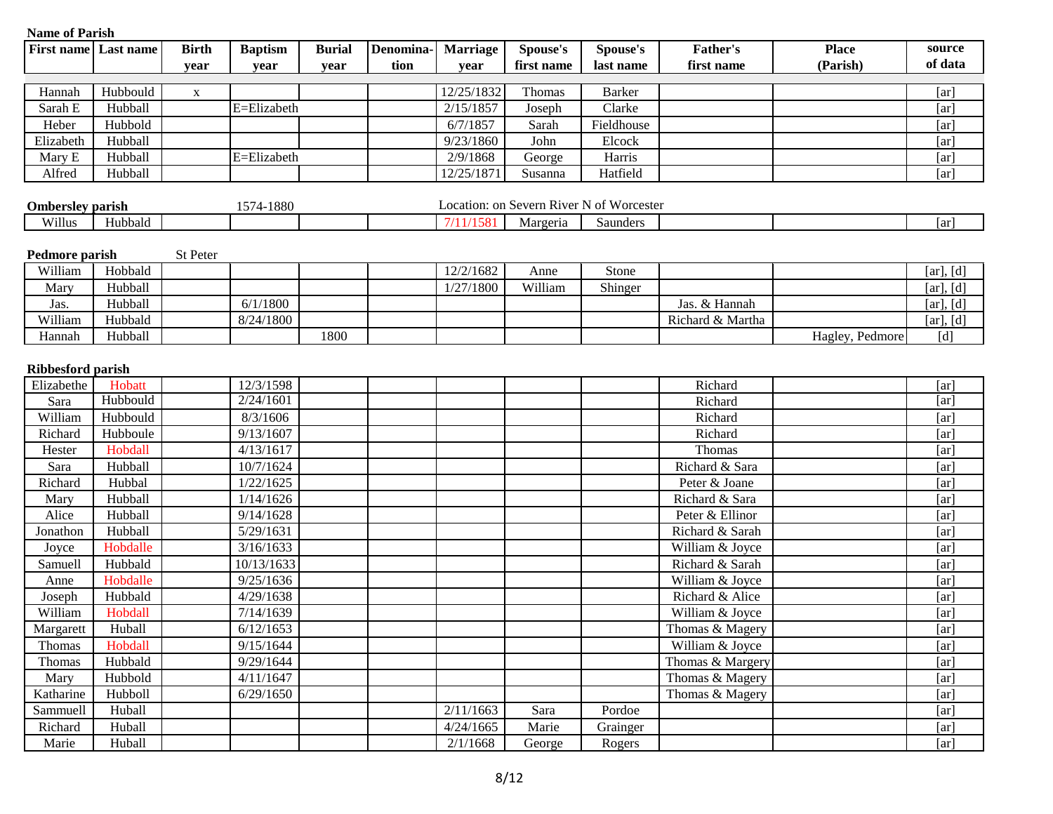**Name of Parish**

| First name | Last name | Birth year | Baptism year | Burial year | Denomina-tion | Marriage year | Spouse's first name | Spouse's last name | Father's first name | Place (Parish) | source of data |
|---|---|---|---|---|---|---|---|---|---|---|---|
| Hannah | Hubbould | x | | | | 12/25/1832 | Thomas | Barker | | | [ar] |
| Sarah E | Hubball | | E=Elizabeth | | | 2/15/1857 | Joseph | Clarke | | | [ar] |
| Heber | Hubbold | | | | | 6/7/1857 | Sarah | Fieldhouse | | | [ar] |
| Elizabeth | Hubball | | | | | 9/23/1860 | John | Elcock | | | [ar] |
| Mary E | Hubball | | E=Elizabeth | | | 2/9/1868 | George | Harris | | | [ar] |
| Alfred | Hubball | | | | | 12/25/1871 | Susanna | Hatfield | | | [ar] |

**Ombersley parish** 1574-1880 Location: on Severn River N of Worcester

| First name | Last name | Birth year | Baptism year | Burial year | Denomina-tion | Marriage year | Spouse's first name | Spouse's last name | Father's first name | Place (Parish) | source of data |
|---|---|---|---|---|---|---|---|---|---|---|---|
| Willus | Hubbald | | | | | 7/11/1581 | Margeria | Saunders | | | [ar] |

**Pedmore parish** St Peter

| First name | Last name | Birth year | Baptism year | Burial year | Denomina-tion | Marriage year | Spouse's first name | Spouse's last name | Father's first name | Place (Parish) | source of data |
|---|---|---|---|---|---|---|---|---|---|---|---|
| William | Hobbald | | | | | 12/2/1682 | Anne | Stone | | | [ar], [d] |
| Mary | Hubball | | | | | 1/27/1800 | William | Shinger | | | [ar], [d] |
| Jas. | Hubball | | 6/1/1800 | | | | | | Jas. & Hannah | | [ar], [d] |
| William | Hubbald | | 8/24/1800 | | | | | | Richard & Martha | | [ar], [d] |
| Hannah | Hubball | | | 1800 | | | | | | Hagley, Pedmore | [d] |

**Ribbesford parish**

| First name | Last name | Birth year | Baptism year | Burial year | Denomina-tion | Marriage year | Spouse's first name | Spouse's last name | Father's first name | Place (Parish) | source of data |
|---|---|---|---|---|---|---|---|---|---|---|---|
| Elizabethe | Hobatt | | 12/3/1598 | | | | | | Richard | | [ar] |
| Sara | Hubbould | | 2/24/1601 | | | | | | Richard | | [ar] |
| William | Hubbould | | 8/3/1606 | | | | | | Richard | | [ar] |
| Richard | Hubboule | | 9/13/1607 | | | | | | Richard | | [ar] |
| Hester | Hobdall | | 4/13/1617 | | | | | | Thomas | | [ar] |
| Sara | Hubball | | 10/7/1624 | | | | | | Richard & Sara | | [ar] |
| Richard | Hubbal | | 1/22/1625 | | | | | | Peter & Joane | | [ar] |
| Mary | Hubball | | 1/14/1626 | | | | | | Richard & Sara | | [ar] |
| Alice | Hubball | | 9/14/1628 | | | | | | Peter & Ellinor | | [ar] |
| Jonathon | Hubball | | 5/29/1631 | | | | | | Richard & Sarah | | [ar] |
| Joyce | Hobdalle | | 3/16/1633 | | | | | | William & Joyce | | [ar] |
| Samuell | Hubbald | | 10/13/1633 | | | | | | Richard & Sarah | | [ar] |
| Anne | Hobdalle | | 9/25/1636 | | | | | | William & Joyce | | [ar] |
| Joseph | Hubbald | | 4/29/1638 | | | | | | Richard & Alice | | [ar] |
| William | Hobdall | | 7/14/1639 | | | | | | William & Joyce | | [ar] |
| Margarett | Huball | | 6/12/1653 | | | | | | Thomas & Magery | | [ar] |
| Thomas | Hobdall | | 9/15/1644 | | | | | | William & Joyce | | [ar] |
| Thomas | Hubbald | | 9/29/1644 | | | | | | Thomas & Margery | | [ar] |
| Mary | Hubbold | | 4/11/1647 | | | | | | Thomas & Magery | | [ar] |
| Katharine | Hubboll | | 6/29/1650 | | | | | | Thomas & Magery | | [ar] |
| Sammuell | Huball | | | | | 2/11/1663 | Sara | Pordoe | | | [ar] |
| Richard | Huball | | | | | 4/24/1665 | Marie | Grainger | | | [ar] |
| Marie | Huball | | | | | 2/1/1668 | George | Rogers | | | [ar] |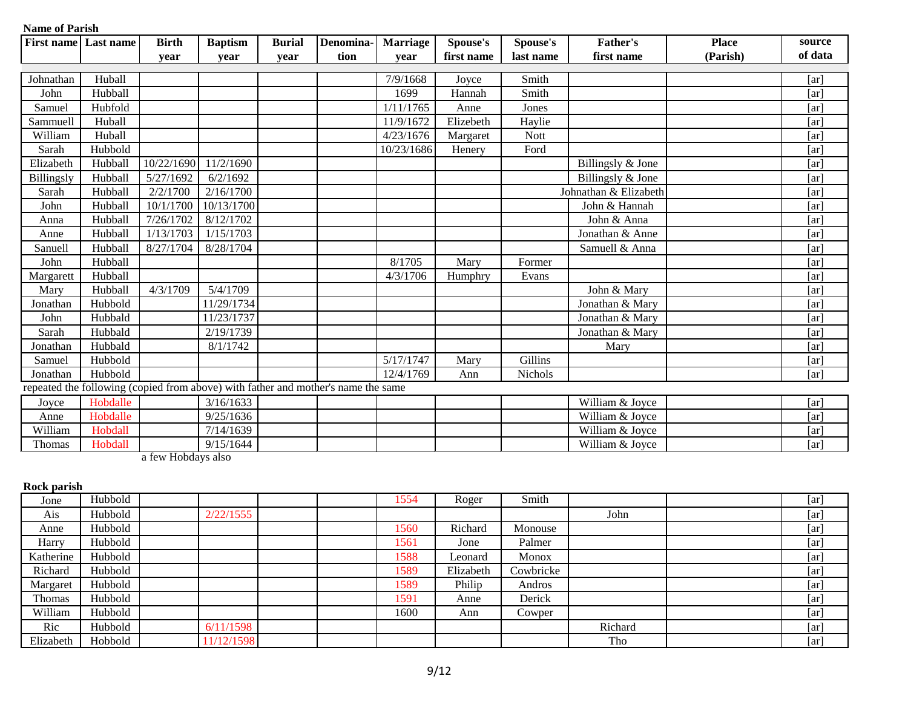**Name of Parish**

| First name | Last name | Birth year | Baptism year | Burial year | Denomination | Marriage year | Spouse's first name | Spouse's last name | Father's first name | Place (Parish) | source of data |
|---|---|---|---|---|---|---|---|---|---|---|---|
| Johnathan | Huball | | | | | 7/9/1668 | Joyce | Smith | | | [ar] |
| John | Hubball | | | | | 1699 | Hannah | Smith | | | [ar] |
| Samuel | Hubfold | | | | | 1/11/1765 | Anne | Jones | | | [ar] |
| Sammuell | Huball | | | | | 11/9/1672 | Elizebeth | Haylie | | | [ar] |
| William | Huball | | | | | 4/23/1676 | Margaret | Nott | | | [ar] |
| Sarah | Hubbold | | | | | 10/23/1686 | Henery | Ford | | | [ar] |
| Elizabeth | Hubball | 10/22/1690 | 11/2/1690 | | | | | | Billingsly & Jone | | [ar] |
| Billingsly | Hubball | 5/27/1692 | 6/2/1692 | | | | | | Billingsly & Jone | | [ar] |
| Sarah | Hubball | 2/2/1700 | 2/16/1700 | | | | | | Johnathan & Elizabeth | | [ar] |
| John | Hubball | 10/1/1700 | 10/13/1700 | | | | | | John & Hannah | | [ar] |
| Anna | Hubball | 7/26/1702 | 8/12/1702 | | | | | | John & Anna | | [ar] |
| Anne | Hubball | 1/13/1703 | 1/15/1703 | | | | | | Jonathan & Anne | | [ar] |
| Sanuell | Hubball | 8/27/1704 | 8/28/1704 | | | | | | Samuell & Anna | | [ar] |
| John | Hubball | | | | | 8/1705 | Mary | Former | | | [ar] |
| Margarett | Hubball | | | | | 4/3/1706 | Humphry | Evans | | | [ar] |
| Mary | Hubball | 4/3/1709 | 5/4/1709 | | | | | | John & Mary | | [ar] |
| Jonathan | Hubbold | | 11/29/1734 | | | | | | Jonathan & Mary | | [ar] |
| John | Hubbald | | 11/23/1737 | | | | | | Jonathan & Mary | | [ar] |
| Sarah | Hubbald | | 2/19/1739 | | | | | | Jonathan & Mary | | [ar] |
| Jonathan | Hubbald | | 8/1/1742 | | | | | | Mary | | [ar] |
| Samuel | Hubbold | | | | | 5/17/1747 | Mary | Gillins | | | [ar] |
| Jonathan | Hubbold | | | | | 12/4/1769 | Ann | Nichols | | | [ar] |
| repeated the following (copied from above) with father and mother's name the same | | | | | | | | | | | |
| Joyce | Hobdalle | | 3/16/1633 | | | | | | William & Joyce | | [ar] |
| Anne | Hobdalle | | 9/25/1636 | | | | | | William & Joyce | | [ar] |
| William | Hobdall | | 7/14/1639 | | | | | | William & Joyce | | [ar] |
| Thomas | Hobdall | | 9/15/1644 | | | | | | William & Joyce | | [ar] |

a few Hobdays also

**Rock parish**

| First name | Last name | Birth year | Baptism year | Burial year | Denomination | Marriage year | Spouse's first name | Spouse's last name | Father's first name | Place (Parish) | source of data |
|---|---|---|---|---|---|---|---|---|---|---|---|
| Jone | Hubbold | | | | | 1554 | Roger | Smith | | | [ar] |
| Ais | Hubbold | | 2/22/1555 | | | | | | John | | [ar] |
| Anne | Hubbold | | | | | 1560 | Richard | Monouse | | | [ar] |
| Harry | Hubbold | | | | | 1561 | Jone | Palmer | | | [ar] |
| Katherine | Hubbold | | | | | 1588 | Leonard | Monox | | | [ar] |
| Richard | Hubbold | | | | | 1589 | Elizabeth | Cowbricke | | | [ar] |
| Margaret | Hubbold | | | | | 1589 | Philip | Andros | | | [ar] |
| Thomas | Hubbold | | | | | 1591 | Anne | Derick | | | [ar] |
| William | Hubbold | | | | | 1600 | Ann | Cowper | | | [ar] |
| Ric | Hubbold | | 6/11/1598 | | | | | | Richard | | [ar] |
| Elizabeth | Hobbold | | 11/12/1598 | | | | | | Tho | | [ar] |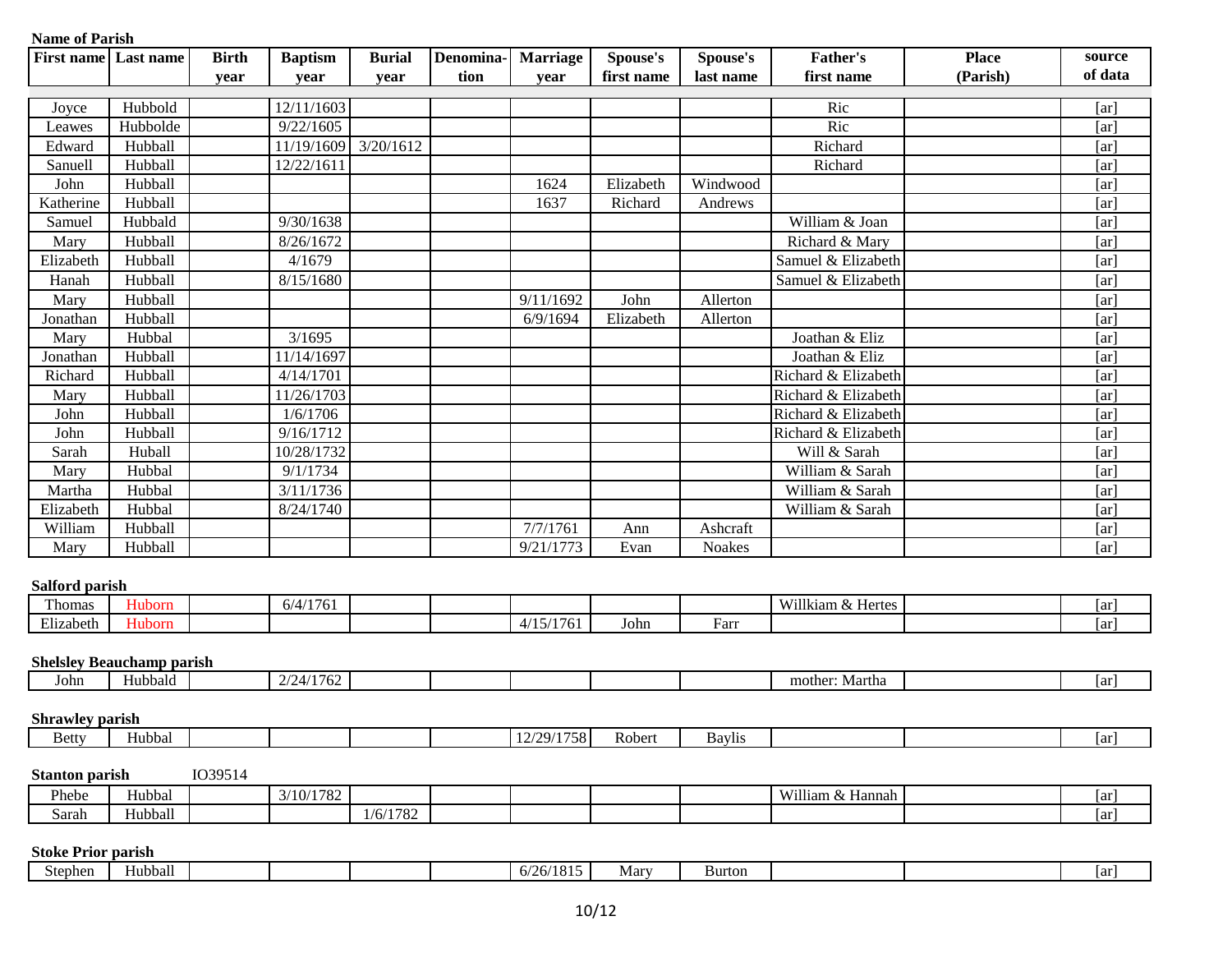**Name of Parish**

| First name | Last name | Birth year | Baptism year | Burial year | Denomina-tion | Marriage year | Spouse's first name | Spouse's last name | Father's first name | Place (Parish) | source of data |
|---|---|---|---|---|---|---|---|---|---|---|---|
| Joyce | Hubbold | | 12/11/1603 | | | | | | Ric | | [ar] |
| Leawes | Hubbolde | | 9/22/1605 | | | | | | Ric | | [ar] |
| Edward | Hubball | | 11/19/1609 | 3/20/1612 | | | | | Richard | | [ar] |
| Sanuell | Hubball | | 12/22/1611 | | | | | | Richard | | [ar] |
| John | Hubball | | | | | 1624 | Elizabeth | Windwood | | | [ar] |
| Katherine | Hubball | | | | | 1637 | Richard | Andrews | | | [ar] |
| Samuel | Hubbald | | 9/30/1638 | | | | | | William & Joan | | [ar] |
| Mary | Hubball | | 8/26/1672 | | | | | | Richard & Mary | | [ar] |
| Elizabeth | Hubball | | 4/1679 | | | | | | Samuel & Elizabeth | | [ar] |
| Hanah | Hubball | | 8/15/1680 | | | | | | Samuel & Elizabeth | | [ar] |
| Mary | Hubball | | | | | 9/11/1692 | John | Allerton | | | [ar] |
| Jonathan | Hubball | | | | | 6/9/1694 | Elizabeth | Allerton | | | [ar] |
| Mary | Hubbal | | 3/1695 | | | | | | Joathan & Eliz | | [ar] |
| Jonathan | Hubball | | 11/14/1697 | | | | | | Joathan & Eliz | | [ar] |
| Richard | Hubball | | 4/14/1701 | | | | | | Richard & Elizabeth | | [ar] |
| Mary | Hubball | | 11/26/1703 | | | | | | Richard & Elizabeth | | [ar] |
| John | Hubball | | 1/6/1706 | | | | | | Richard & Elizabeth | | [ar] |
| John | Hubball | | 9/16/1712 | | | | | | Richard & Elizabeth | | [ar] |
| Sarah | Huball | | 10/28/1732 | | | | | | Will & Sarah | | [ar] |
| Mary | Hubbal | | 9/1/1734 | | | | | | William & Sarah | | [ar] |
| Martha | Hubbal | | 3/11/1736 | | | | | | William & Sarah | | [ar] |
| Elizabeth | Hubbal | | 8/24/1740 | | | | | | William & Sarah | | [ar] |
| William | Hubball | | | | | 7/7/1761 | Ann | Ashcraft | | | [ar] |
| Mary | Hubball | | | | | 9/21/1773 | Evan | Noakes | | | [ar] |

**Salford parish**

| First name | Last name | Birth year | Baptism year | Burial year | Denomina-tion | Marriage year | Spouse's first name | Spouse's last name | Father's first name | Place (Parish) | source of data |
|---|---|---|---|---|---|---|---|---|---|---|---|
| Thomas | Huborn | | 6/4/1761 | | | | | | Willkiam & Hertes | | [ar] |
| Elizabeth | Huborn | | | | | 4/15/1761 | John | Farr | | | [ar] |

**Shelsley Beauchamp parish**

| First name | Last name | Birth year | Baptism year | Burial year | Denomina-tion | Marriage year | Spouse's first name | Spouse's last name | Father's first name | Place (Parish) | source of data |
|---|---|---|---|---|---|---|---|---|---|---|---|
| John | Hubbald | | 2/24/1762 | | | | | | mother: Martha | | [ar] |

**Shrawley parish**

| First name | Last name | Birth year | Baptism year | Burial year | Denomina-tion | Marriage year | Spouse's first name | Spouse's last name | Father's first name | Place (Parish) | source of data |
|---|---|---|---|---|---|---|---|---|---|---|---|
| Betty | Hubbal | | | | | 12/29/1758 | Robert | Baylis | | | [ar] |

**Stanton parish** IO39514

| First name | Last name | Birth year | Baptism year | Burial year | Denomina-tion | Marriage year | Spouse's first name | Spouse's last name | Father's first name | Place (Parish) | source of data |
|---|---|---|---|---|---|---|---|---|---|---|---|
| Phebe | Hubbal | | 3/10/1782 | | | | | | William & Hannah | | [ar] |
| Sarah | Hubball | | | 1/6/1782 | | | | | | | [ar] |

**Stoke Prior parish**

| First name | Last name | Birth year | Baptism year | Burial year | Denomina-tion | Marriage year | Spouse's first name | Spouse's last name | Father's first name | Place (Parish) | source of data |
|---|---|---|---|---|---|---|---|---|---|---|---|
| Stephen | Hubball | | | | | 6/26/1815 | Mary | Burton | | | [ar] |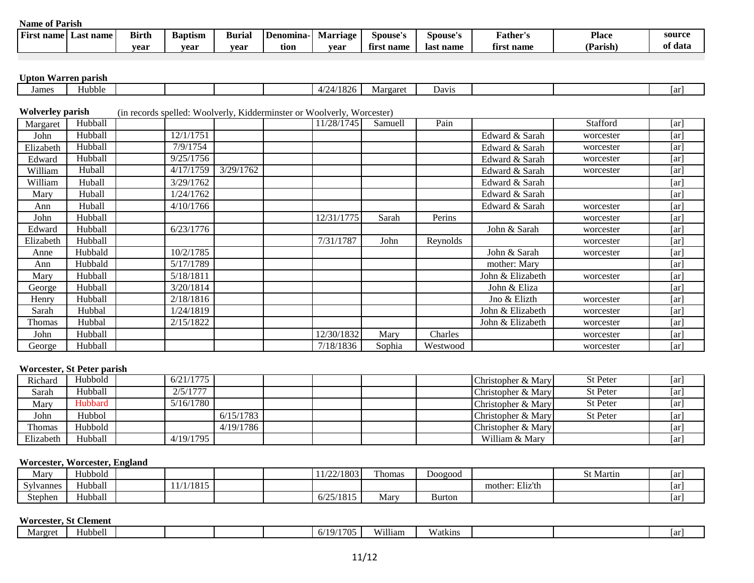**Name of Parish**

| First name | Last name | Birth year | Baptism year | Burial year | Denomination | Marriage year | Spouse's first name | Spouse's last name | Father's first name | Place (Parish) | source of data |
|---|---|---|---|---|---|---|---|---|---|---|---|

**Upton Warren parish**

| First name | Last name | Birth year | Baptism year | Burial year | Denomination | Marriage year | Spouse's first name | Spouse's last name | Father's first name | Place (Parish) | source of data |
|---|---|---|---|---|---|---|---|---|---|---|---|
| James | Hubble | | | | | 4/24/1826 | Margaret | Davis | | | [ar] |

**Wolverley parish** (in records spelled: Woolverly, Kidderminster or Woolverly, Worcester)

| First name | Last name | Birth year | Baptism year | Burial year | Denomination | Marriage year | Spouse's first name | Spouse's last name | Father's first name | Place (Parish) | source of data |
|---|---|---|---|---|---|---|---|---|---|---|---|
| Margaret | Hubball | | | | | 11/28/1745 | Samuell | Pain | | Stafford | [ar] |
| John | Hubball | | 12/1/1751 | | | | | | Edward & Sarah | worcester | [ar] |
| Elizabeth | Hubball | | 7/9/1754 | | | | | | Edward & Sarah | worcester | [ar] |
| Edward | Hubball | | 9/25/1756 | | | | | | Edward & Sarah | worcester | [ar] |
| William | Huball | | 4/17/1759 | 3/29/1762 | | | | | Edward & Sarah | worcester | [ar] |
| William | Huball | | 3/29/1762 | | | | | | Edward & Sarah | | [ar] |
| Mary | Huball | | 1/24/1762 | | | | | | Edward & Sarah | | [ar] |
| Ann | Huball | | 4/10/1766 | | | | | | Edward & Sarah | worcester | [ar] |
| John | Hubball | | | | | 12/31/1775 | Sarah | Perins | | worcester | [ar] |
| Edward | Hubball | | 6/23/1776 | | | | | | John & Sarah | worcester | [ar] |
| Elizabeth | Hubball | | | | | 7/31/1787 | John | Reynolds | | worcester | [ar] |
| Anne | Hubbald | | 10/2/1785 | | | | | | John & Sarah | worcester | [ar] |
| Ann | Hubbald | | 5/17/1789 | | | | | | mother: Mary | | [ar] |
| Mary | Hubball | | 5/18/1811 | | | | | | John & Elizabeth | worcester | [ar] |
| George | Hubball | | 3/20/1814 | | | | | | John & Eliza | | [ar] |
| Henry | Hubball | | 2/18/1816 | | | | | | Jno & Elizth | worcester | [ar] |
| Sarah | Hubbal | | 1/24/1819 | | | | | | John & Elizabeth | worcester | [ar] |
| Thomas | Hubbal | | 2/15/1822 | | | | | | John & Elizabeth | worcester | [ar] |
| John | Hubball | | | | | 12/30/1832 | Mary | Charles | | worcester | [ar] |
| George | Hubball | | | | | 7/18/1836 | Sophia | Westwood | | worcester | [ar] |

**Worcester, St Peter parish**

| First name | Last name | Birth year | Baptism year | Burial year | Denomination | Marriage year | Spouse's first name | Spouse's last name | Father's first name | Place (Parish) | source of data |
|---|---|---|---|---|---|---|---|---|---|---|---|
| Richard | Hubbold | | 6/21/1775 | | | | | | Christopher & Mary | St Peter | [ar] |
| Sarah | Hubball | | 2/5/1777 | | | | | | Christopher & Mary | St Peter | [ar] |
| Mary | Hubbard | | 5/16/1780 | | | | | | Christopher & Mary | St Peter | [ar] |
| John | Hubbol | | | 6/15/1783 | | | | | Christopher & Mary | St Peter | [ar] |
| Thomas | Hubbold | | | 4/19/1786 | | | | | Christopher & Mary | | [ar] |
| Elizabeth | Hubball | | 4/19/1795 | | | | | | William & Mary | | [ar] |

**Worcester, Worcester, England**

| First name | Last name | Birth year | Baptism year | Burial year | Denomination | Marriage year | Spouse's first name | Spouse's last name | Father's first name | Place (Parish) | source of data |
|---|---|---|---|---|---|---|---|---|---|---|---|
| Mary | Hubbold | | | | | 11/22/1803 | Thomas | Doogood | | St Martin | [ar] |
| Sylvannes | Hubball | | 11/1/1815 | | | | | | mother: Eliz'th | | [ar] |
| Stephen | Hubball | | | | | 6/25/1815 | Mary | Burton | | | [ar] |

**Worcester, St Clement**

| First name | Last name | Birth year | Baptism year | Burial year | Denomination | Marriage year | Spouse's first name | Spouse's last name | Father's first name | Place (Parish) | source of data |
|---|---|---|---|---|---|---|---|---|---|---|---|
| Margret | Hubbell | | | | | 6/19/1705 | William | Watkins | | | [ar] |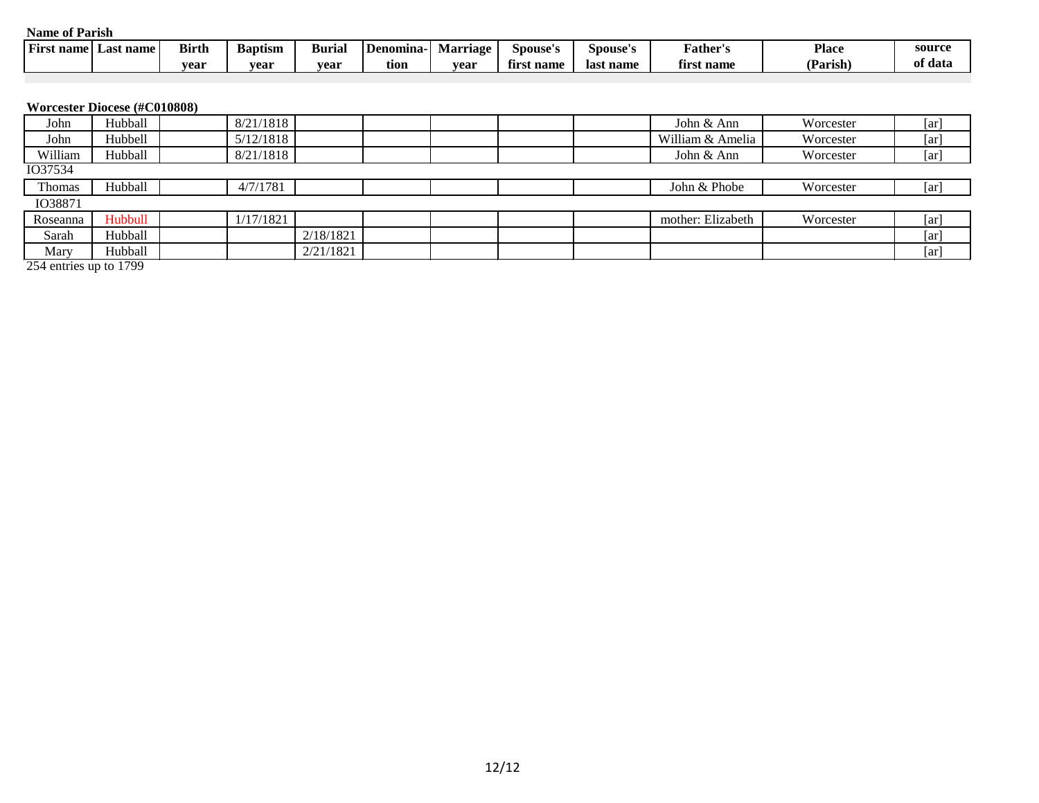**Name of Parish**

| First name | Last name | Birth year | Baptism year | Burial year | Denomination | Marriage year | Spouse's first name | Spouse's last name | Father's first name | Place (Parish) | source of data |
|---|---|---|---|---|---|---|---|---|---|---|---|

**Worcester Diocese (#C010808)**

| First name | Last name | Birth year | Baptism year | Burial year | Denomination | Marriage year | Spouse's first name | Spouse's last name | Father's first name | Place (Parish) | source of data |
|---|---|---|---|---|---|---|---|---|---|---|---|
| John | Hubball | | 8/21/1818 | | | | | | John & Ann | Worcester | [ar] |
| John | Hubbell | | 5/12/1818 | | | | | | William & Amelia | Worcester | [ar] |
| William | Hubball | | 8/21/1818 | | | | | | John & Ann | Worcester | [ar] |
| IO37534 | | | | | | | | | | | |
| Thomas | Hubball | | 4/7/1781 | | | | | | John & Phobe | Worcester | [ar] |
| IO38871 | | | | | | | | | | | |
| Roseanna | Hubbull | | 1/17/1821 | | | | | | mother: Elizabeth | Worcester | [ar] |
| Sarah | Hubball | | | 2/18/1821 | | | | | | | [ar] |
| Mary | Hubball | | | 2/21/1821 | | | | | | | [ar] |

254 entries up to 1799